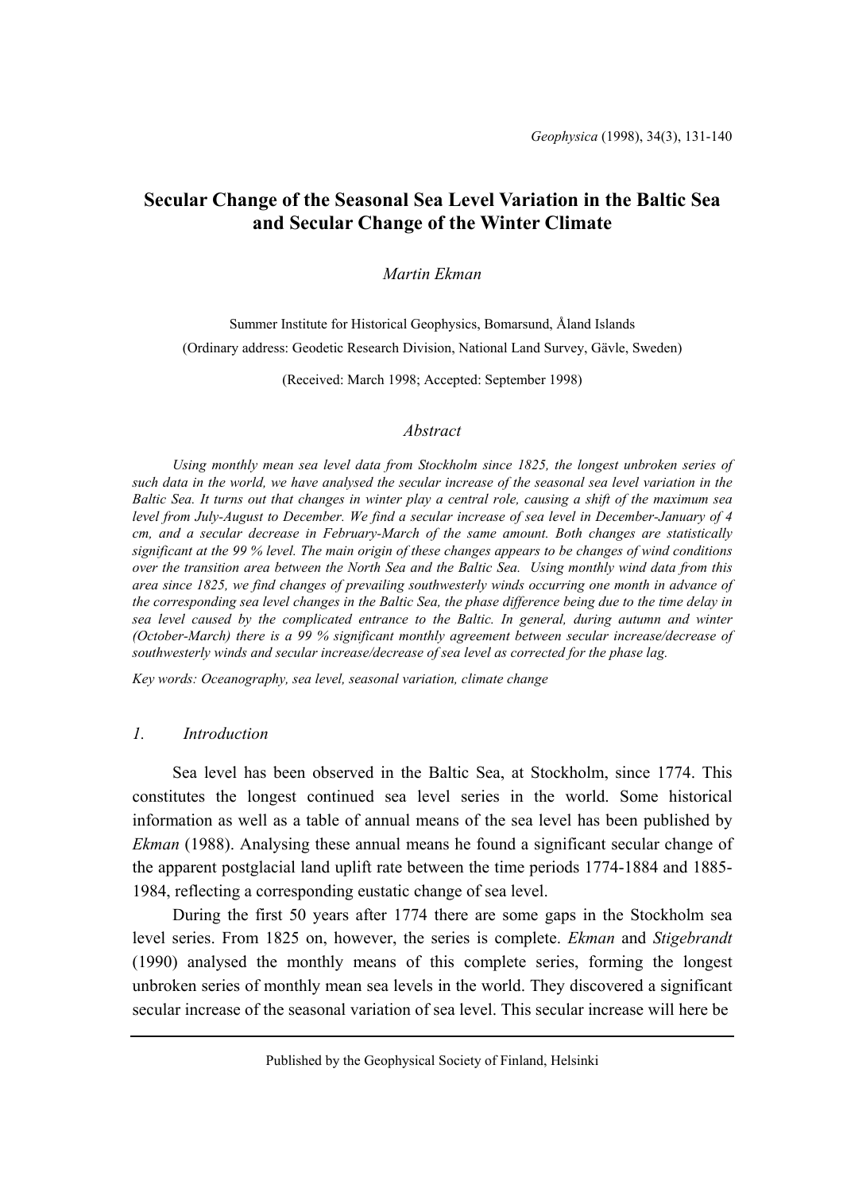# Secular Change of the Seasonal Sea Level Variation in the Baltic Sea and Secular Change of the Winter Climate

*Martin Ekman*

Summer Institute for Historical Geophysics, Bomarsund, Åland Islands
(Ordinary address: Geodetic Research Division, National Land Survey, Gävle, Sweden)

(Received: March 1998; Accepted: September 1998)

## *Abstract*

*Using monthly mean sea level data from Stockholm since 1825, the longest unbroken series of such data in the world, we have analysed the secular increase of the seasonal sea level variation in the Baltic Sea. It turns out that changes in winter play a central role, causing a shift of the maximum sea level from July-August to December. We find a secular increase of sea level in December-January of 4 cm, and a secular decrease in February-March of the same amount. Both changes are statistically significant at the 99 % level. The main origin of these changes appears to be changes of wind conditions over the transition area between the North Sea and the Baltic Sea. Using monthly wind data from this area since 1825, we find changes of prevailing southwesterly winds occurring one month in advance of the corresponding sea level changes in the Baltic Sea, the phase difference being due to the time delay in sea level caused by the complicated entrance to the Baltic. In general, during autumn and winter (October-March) there is a 99 % significant monthly agreement between secular increase/decrease of southwesterly winds and secular increase/decrease of sea level as corrected for the phase lag.*

*Key words: Oceanography, sea level, seasonal variation, climate change*

## *1. Introduction*

Sea level has been observed in the Baltic Sea, at Stockholm, since 1774. This constitutes the longest continued sea level series in the world. Some historical information as well as a table of annual means of the sea level has been published by *Ekman* (1988). Analysing these annual means he found a significant secular change of the apparent postglacial land uplift rate between the time periods 1774-1884 and 1885-1984, reflecting a corresponding eustatic change of sea level.

During the first 50 years after 1774 there are some gaps in the Stockholm sea level series. From 1825 on, however, the series is complete. *Ekman* and *Stigebrandt* (1990) analysed the monthly means of this complete series, forming the longest unbroken series of monthly mean sea levels in the world. They discovered a significant secular increase of the seasonal variation of sea level. This secular increase will here be

Published by the Geophysical Society of Finland, Helsinki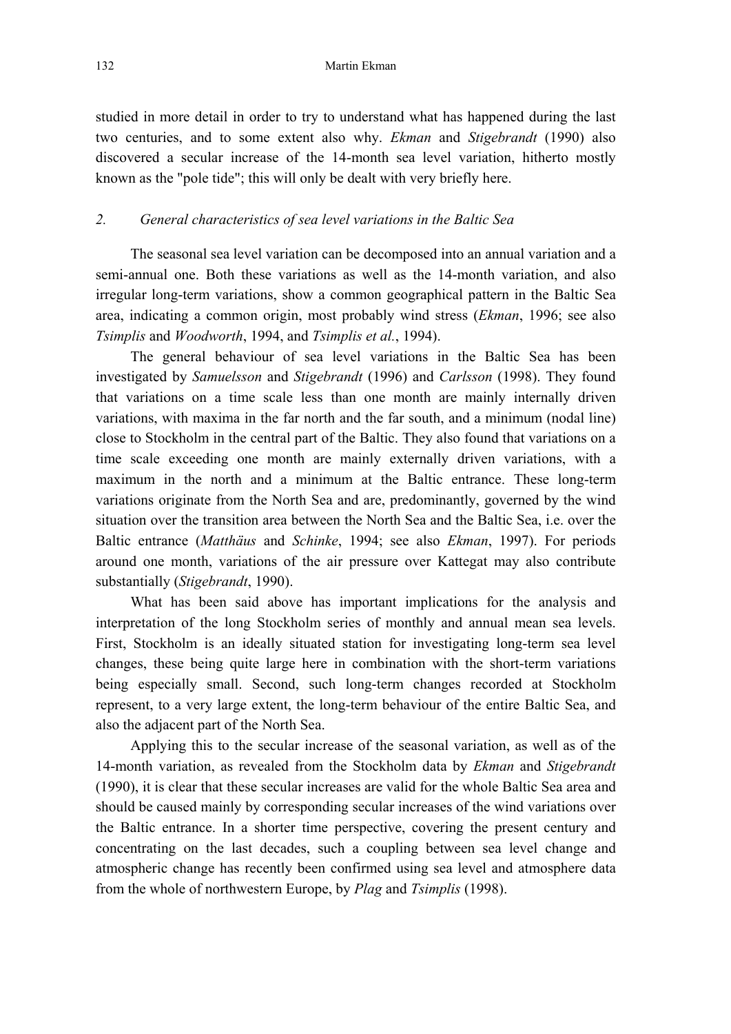studied in more detail in order to try to understand what has happened during the last two centuries, and to some extent also why. *Ekman* and *Stigebrandt* (1990) also discovered a secular increase of the 14-month sea level variation, hitherto mostly known as the "pole tide"; this will only be dealt with very briefly here.

## 2. *General characteristics of sea level variations in the Baltic Sea*

The seasonal sea level variation can be decomposed into an annual variation and a semi-annual one. Both these variations as well as the 14-month variation, and also irregular long-term variations, show a common geographical pattern in the Baltic Sea area, indicating a common origin, most probably wind stress (*Ekman*, 1996; see also *Tsimplis* and *Woodworth*, 1994, and *Tsimplis et al.*, 1994).

The general behaviour of sea level variations in the Baltic Sea has been investigated by *Samuelsson* and *Stigebrandt* (1996) and *Carlsson* (1998). They found that variations on a time scale less than one month are mainly internally driven variations, with maxima in the far north and the far south, and a minimum (nodal line) close to Stockholm in the central part of the Baltic. They also found that variations on a time scale exceeding one month are mainly externally driven variations, with a maximum in the north and a minimum at the Baltic entrance. These long-term variations originate from the North Sea and are, predominantly, governed by the wind situation over the transition area between the North Sea and the Baltic Sea, i.e. over the Baltic entrance (*Matthäus* and *Schinke*, 1994; see also *Ekman*, 1997). For periods around one month, variations of the air pressure over Kattegat may also contribute substantially (*Stigebrandt*, 1990).

What has been said above has important implications for the analysis and interpretation of the long Stockholm series of monthly and annual mean sea levels. First, Stockholm is an ideally situated station for investigating long-term sea level changes, these being quite large here in combination with the short-term variations being especially small. Second, such long-term changes recorded at Stockholm represent, to a very large extent, the long-term behaviour of the entire Baltic Sea, and also the adjacent part of the North Sea.

Applying this to the secular increase of the seasonal variation, as well as of the 14-month variation, as revealed from the Stockholm data by *Ekman* and *Stigebrandt* (1990), it is clear that these secular increases are valid for the whole Baltic Sea area and should be caused mainly by corresponding secular increases of the wind variations over the Baltic entrance. In a shorter time perspective, covering the present century and concentrating on the last decades, such a coupling between sea level change and atmospheric change has recently been confirmed using sea level and atmosphere data from the whole of northwestern Europe, by *Plag* and *Tsimplis* (1998).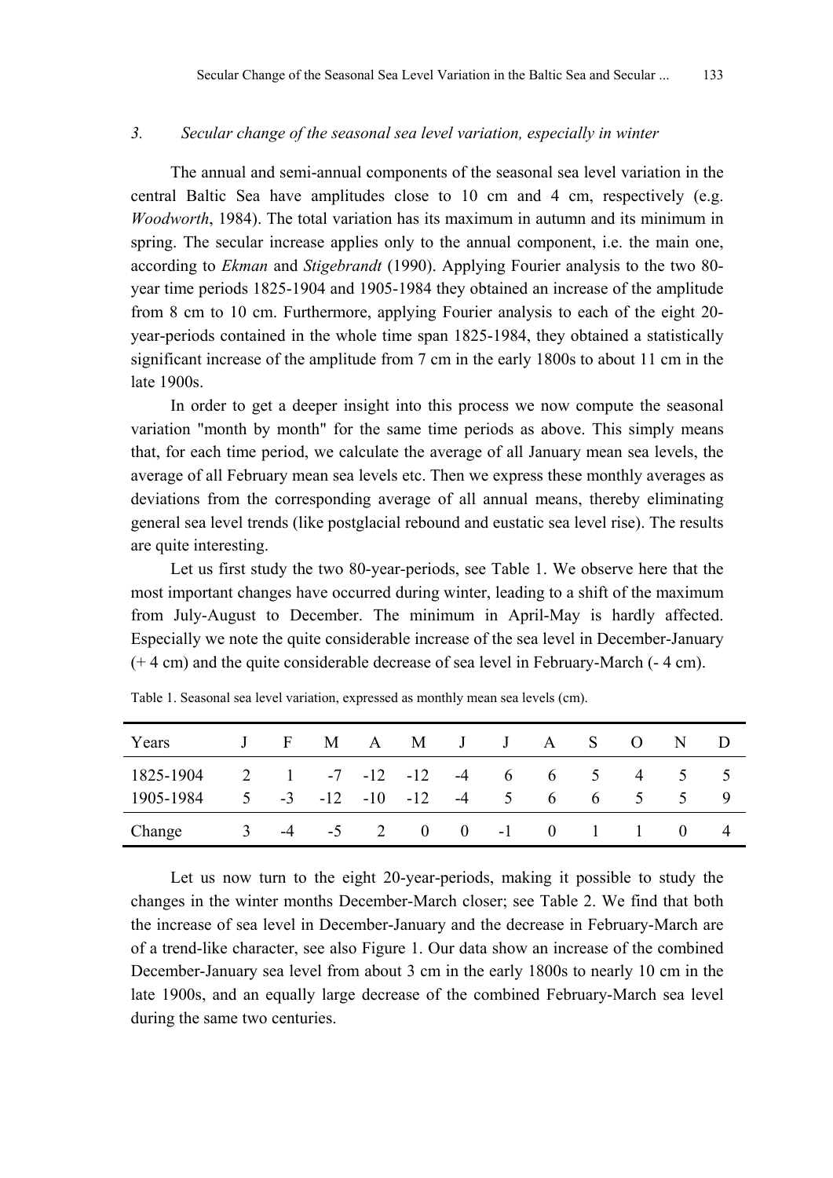### 3. *Secular change of the seasonal sea level variation, especially in winter*

The annual and semi-annual components of the seasonal sea level variation in the central Baltic Sea have amplitudes close to 10 cm and 4 cm, respectively (e.g. *Woodworth*, 1984). The total variation has its maximum in autumn and its minimum in spring. The secular increase applies only to the annual component, i.e. the main one, according to *Ekman* and *Stigebrandt* (1990). Applying Fourier analysis to the two 80-year time periods 1825-1904 and 1905-1984 they obtained an increase of the amplitude from 8 cm to 10 cm. Furthermore, applying Fourier analysis to each of the eight 20-year-periods contained in the whole time span 1825-1984, they obtained a statistically significant increase of the amplitude from 7 cm in the early 1800s to about 11 cm in the late 1900s.

In order to get a deeper insight into this process we now compute the seasonal variation "month by month" for the same time periods as above. This simply means that, for each time period, we calculate the average of all January mean sea levels, the average of all February mean sea levels etc. Then we express these monthly averages as deviations from the corresponding average of all annual means, thereby eliminating general sea level trends (like postglacial rebound and eustatic sea level rise). The results are quite interesting.

Let us first study the two 80-year-periods, see Table 1. We observe here that the most important changes have occurred during winter, leading to a shift of the maximum from July-August to December. The minimum in April-May is hardly affected. Especially we note the quite considerable increase of the sea level in December-January (+ 4 cm) and the quite considerable decrease of sea level in February-March (- 4 cm).

Table 1. Seasonal sea level variation, expressed as monthly mean sea levels (cm).

| Years | J | F | M | A | M | J | J | A | S | O | N | D |
|---|---|---|---|---|---|---|---|---|---|---|---|---|
| 1825-1904 | 2 | 1 | -7 | -12 | -12 | -4 | 6 | 6 | 5 | 4 | 5 | 5 |
| 1905-1984 | 5 | -3 | -12 | -10 | -12 | -4 | 5 | 6 | 6 | 5 | 5 | 9 |
| Change | 3 | -4 | -5 | 2 | 0 | 0 | -1 | 0 | 1 | 1 | 0 | 4 |

Let us now turn to the eight 20-year-periods, making it possible to study the changes in the winter months December-March closer; see Table 2. We find that both the increase of sea level in December-January and the decrease in February-March are of a trend-like character, see also Figure 1. Our data show an increase of the combined December-January sea level from about 3 cm in the early 1800s to nearly 10 cm in the late 1900s, and an equally large decrease of the combined February-March sea level during the same two centuries.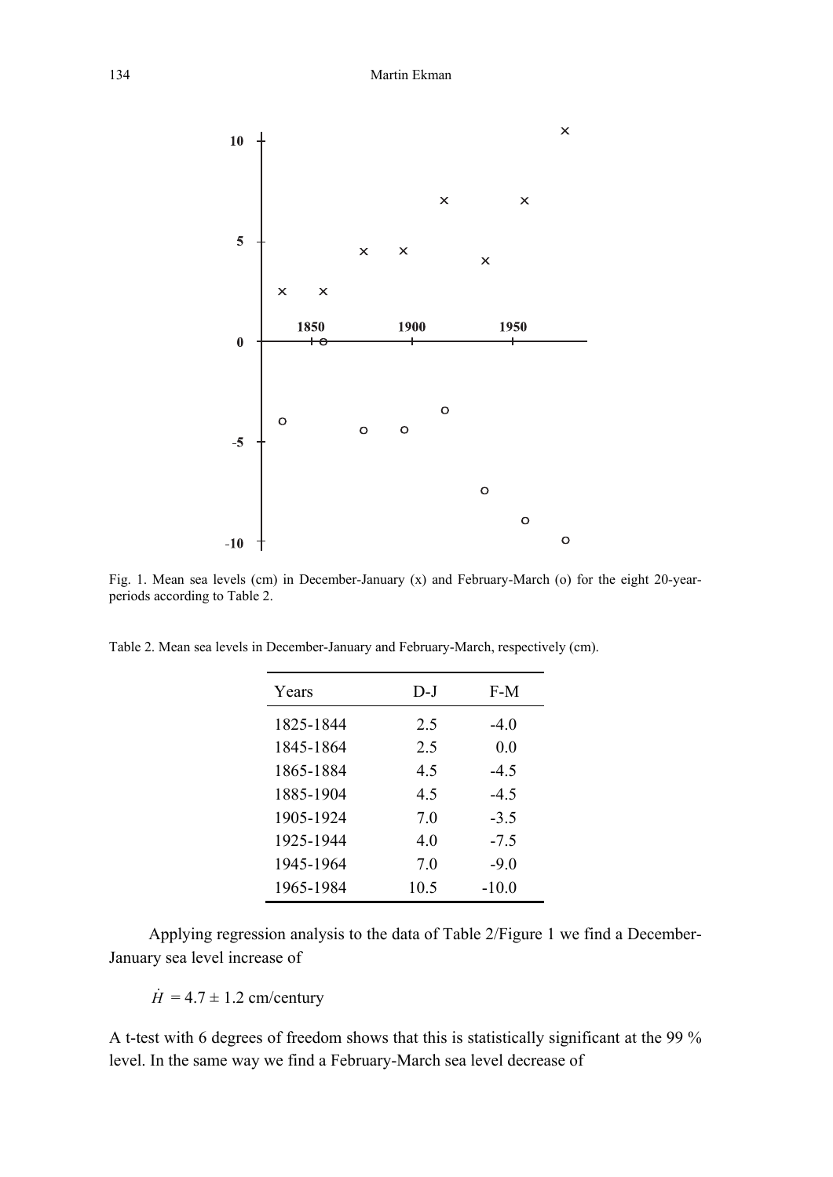Fig. 1. Mean sea levels (cm) in December-January (x) and February-March (o) for the eight 20-year-periods according to Table 2.

Table 2. Mean sea levels in December-January and February-March, respectively (cm).

| Years | D-J | F-M |
|---|---|---|
| 1825-1844 | 2.5 | -4.0 |
| 1845-1864 | 2.5 | 0.0 |
| 1865-1884 | 4.5 | -4.5 |
| 1885-1904 | 4.5 | -4.5 |
| 1905-1924 | 7.0 | -3.5 |
| 1925-1944 | 4.0 | -7.5 |
| 1945-1964 | 7.0 | -9.0 |
| 1965-1984 | 10.5 | -10.0 |

Applying regression analysis to the data of Table 2/Figure 1 we find a December-January sea level increase of

$$\dot{H} = 4.7 \pm 1.2 \text{ cm/century}$$

A t-test with 6 degrees of freedom shows that this is statistically significant at the 99 % level. In the same way we find a February-March sea level decrease of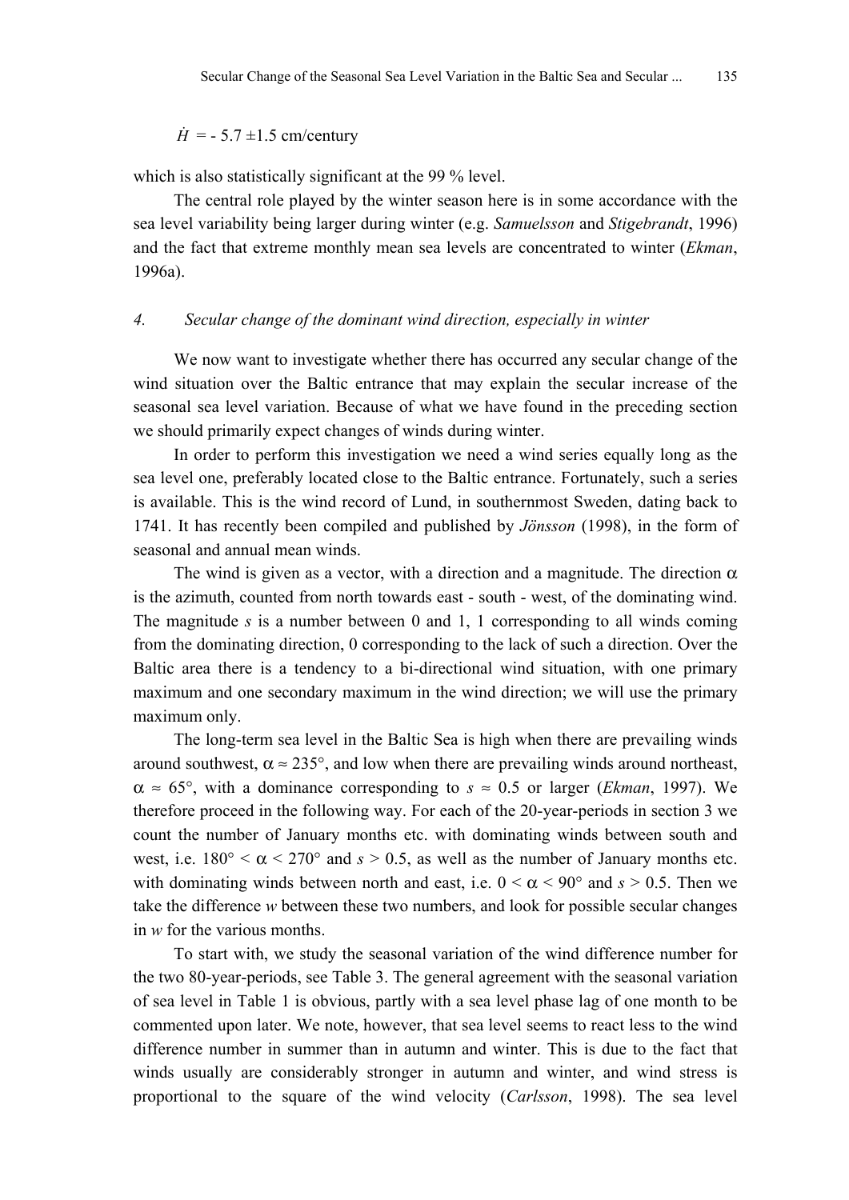$\dot{H}$ = - 5.7 ±1.5 cm/century

which is also statistically significant at the 99 % level.

The central role played by the winter season here is in some accordance with the sea level variability being larger during winter (e.g. *Samuelsson* and *Stigebrandt*, 1996) and the fact that extreme monthly mean sea levels are concentrated to winter (*Ekman*, 1996a).

### 4. Secular change of the dominant wind direction, especially in winter

We now want to investigate whether there has occurred any secular change of the wind situation over the Baltic entrance that may explain the secular increase of the seasonal sea level variation. Because of what we have found in the preceding section we should primarily expect changes of winds during winter.

In order to perform this investigation we need a wind series equally long as the sea level one, preferably located close to the Baltic entrance. Fortunately, such a series is available. This is the wind record of Lund, in southernmost Sweden, dating back to 1741. It has recently been compiled and published by *Jönsson* (1998), in the form of seasonal and annual mean winds.

The wind is given as a vector, with a direction and a magnitude. The direction $\alpha$ is the azimuth, counted from north towards east - south - west, of the dominating wind. The magnitude $s$ is a number between 0 and 1, 1 corresponding to all winds coming from the dominating direction, 0 corresponding to the lack of such a direction. Over the Baltic area there is a tendency to a bi-directional wind situation, with one primary maximum and one secondary maximum in the wind direction; we will use the primary maximum only.

The long-term sea level in the Baltic Sea is high when there are prevailing winds around southwest, $\alpha \approx 235°$, and low when there are prevailing winds around northeast, $\alpha \approx 65°$, with a dominance corresponding to $s \approx 0.5$ or larger (*Ekman*, 1997). We therefore proceed in the following way. For each of the 20-year-periods in section 3 we count the number of January months etc. with dominating winds between south and west, i.e. $180° < \alpha < 270°$ and $s > 0.5$, as well as the number of January months etc. with dominating winds between north and east, i.e. $0 < \alpha < 90°$ and $s > 0.5$. Then we take the difference $w$ between these two numbers, and look for possible secular changes in $w$ for the various months.

To start with, we study the seasonal variation of the wind difference number for the two 80-year-periods, see Table 3. The general agreement with the seasonal variation of sea level in Table 1 is obvious, partly with a sea level phase lag of one month to be commented upon later. We note, however, that sea level seems to react less to the wind difference number in summer than in autumn and winter. This is due to the fact that winds usually are considerably stronger in autumn and winter, and wind stress is proportional to the square of the wind velocity (*Carlsson*, 1998). The sea level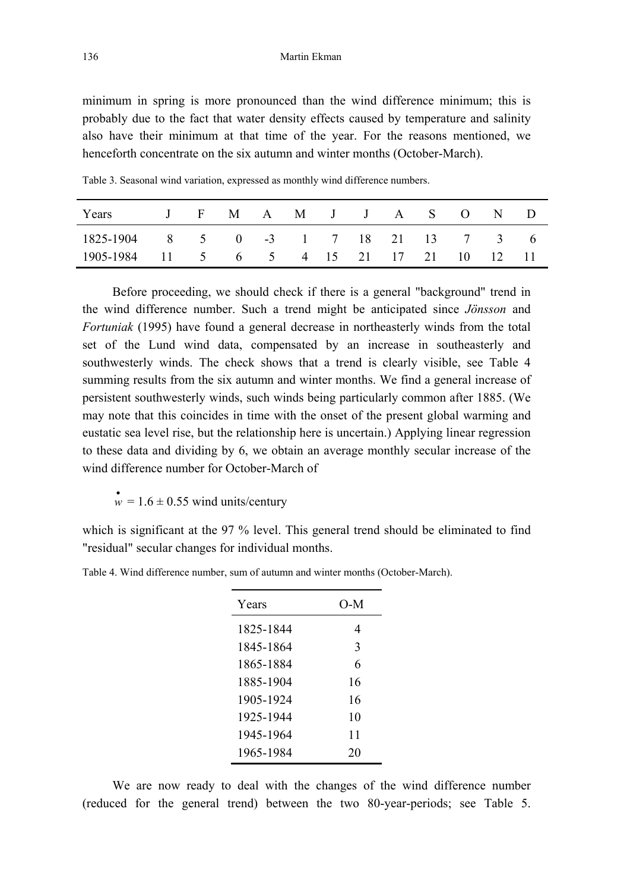minimum in spring is more pronounced than the wind difference minimum; this is probably due to the fact that water density effects caused by temperature and salinity also have their minimum at that time of the year. For the reasons mentioned, we henceforth concentrate on the six autumn and winter months (October-March).

Table 3. Seasonal wind variation, expressed as monthly wind difference numbers.

| Years | J | F | M | A | M | J | J | A | S | O | N | D |
|---|---|---|---|---|---|---|---|---|---|---|---|---|
| 1825-1904 | 8 | 5 | 0 | -3 | 1 | 7 | 18 | 21 | 13 | 7 | 3 | 6 |
| 1905-1984 | 11 | 5 | 6 | 5 | 4 | 15 | 21 | 17 | 21 | 10 | 12 | 11 |

Before proceeding, we should check if there is a general "background" trend in the wind difference number. Such a trend might be anticipated since *Jönsson* and *Fortuniak* (1995) have found a general decrease in northeasterly winds from the total set of the Lund wind data, compensated by an increase in southeasterly and southwesterly winds. The check shows that a trend is clearly visible, see Table 4 summing results from the six autumn and winter months. We find a general increase of persistent southwesterly winds, such winds being particularly common after 1885. (We may note that this coincides in time with the onset of the present global warming and eustatic sea level rise, but the relationship here is uncertain.) Applying linear regression to these data and dividing by 6, we obtain an average monthly secular increase of the wind difference number for October-March of

$$\dot{w} = 1.6 \pm 0.55 \text{ wind units/century}$$

which is significant at the 97 % level. This general trend should be eliminated to find "residual" secular changes for individual months.

Table 4. Wind difference number, sum of autumn and winter months (October-March).

| Years | O-M |
|---|---|
| 1825-1844 | 4 |
| 1845-1864 | 3 |
| 1865-1884 | 6 |
| 1885-1904 | 16 |
| 1905-1924 | 16 |
| 1925-1944 | 10 |
| 1945-1964 | 11 |
| 1965-1984 | 20 |

We are now ready to deal with the changes of the wind difference number (reduced for the general trend) between the two 80-year-periods; see Table 5.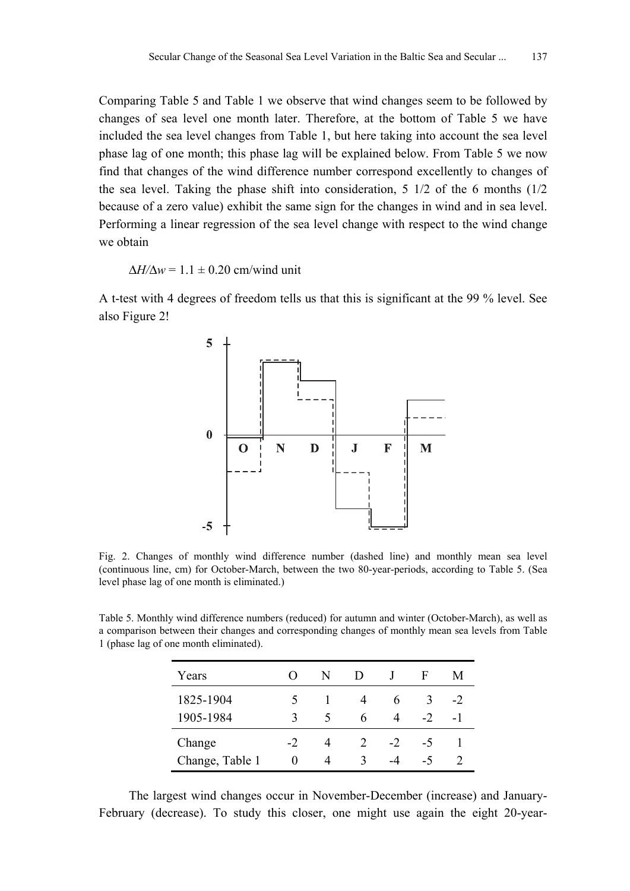Comparing Table 5 and Table 1 we observe that wind changes seem to be followed by changes of sea level one month later. Therefore, at the bottom of Table 5 we have included the sea level changes from Table 1, but here taking into account the sea level phase lag of one month; this phase lag will be explained below. From Table 5 we now find that changes of the wind difference number correspond excellently to changes of the sea level. Taking the phase shift into consideration, 5 1/2 of the 6 months (1/2 because of a zero value) exhibit the same sign for the changes in wind and in sea level. Performing a linear regression of the sea level change with respect to the wind change we obtain

$$\Delta H/\Delta w = 1.1 \pm 0.20 \text{ cm/wind unit}$$

A t-test with 4 degrees of freedom tells us that this is significant at the 99 % level. See also Figure 2!

Fig. 2. Changes of monthly wind difference number (dashed line) and monthly mean sea level (continuous line, cm) for October-March, between the two 80-year-periods, according to Table 5. (Sea level phase lag of one month is eliminated.)

Table 5. Monthly wind difference numbers (reduced) for autumn and winter (October-March), as well as a comparison between their changes and corresponding changes of monthly mean sea levels from Table 1 (phase lag of one month eliminated).

| Years | O | N | D | J | F | M |
|---|---|---|---|---|---|---|
| 1825-1904 | 5 | 1 | 4 | 6 | 3 | -2 |
| 1905-1984 | 3 | 5 | 6 | 4 | -2 | -1 |
| Change | -2 | 4 | 2 | -2 | -5 | 1 |
| Change, Table 1 | 0 | 4 | 3 | -4 | -5 | 2 |

The largest wind changes occur in November-December (increase) and January-February (decrease). To study this closer, one might use again the eight 20-year-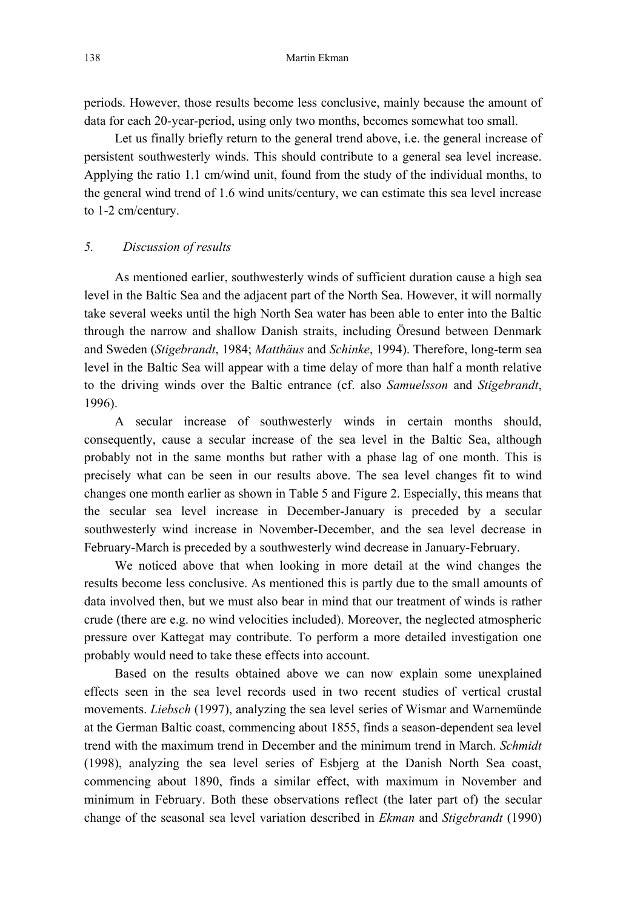periods. However, those results become less conclusive, mainly because the amount of data for each 20-year-period, using only two months, becomes somewhat too small.

Let us finally briefly return to the general trend above, i.e. the general increase of persistent southwesterly winds. This should contribute to a general sea level increase. Applying the ratio 1.1 cm/wind unit, found from the study of the individual months, to the general wind trend of 1.6 wind units/century, we can estimate this sea level increase to 1-2 cm/century.

## *5. Discussion of results*

As mentioned earlier, southwesterly winds of sufficient duration cause a high sea level in the Baltic Sea and the adjacent part of the North Sea. However, it will normally take several weeks until the high North Sea water has been able to enter into the Baltic through the narrow and shallow Danish straits, including Öresund between Denmark and Sweden (*Stigebrandt*, 1984; *Matthäus* and *Schinke*, 1994). Therefore, long-term sea level in the Baltic Sea will appear with a time delay of more than half a month relative to the driving winds over the Baltic entrance (cf. also *Samuelsson* and *Stigebrandt*, 1996).

A secular increase of southwesterly winds in certain months should, consequently, cause a secular increase of the sea level in the Baltic Sea, although probably not in the same months but rather with a phase lag of one month. This is precisely what can be seen in our results above. The sea level changes fit to wind changes one month earlier as shown in Table 5 and Figure 2. Especially, this means that the secular sea level increase in December-January is preceded by a secular southwesterly wind increase in November-December, and the sea level decrease in February-March is preceded by a southwesterly wind decrease in January-February.

We noticed above that when looking in more detail at the wind changes the results become less conclusive. As mentioned this is partly due to the small amounts of data involved then, but we must also bear in mind that our treatment of winds is rather crude (there are e.g. no wind velocities included). Moreover, the neglected atmospheric pressure over Kattegat may contribute. To perform a more detailed investigation one probably would need to take these effects into account.

Based on the results obtained above we can now explain some unexplained effects seen in the sea level records used in two recent studies of vertical crustal movements. *Liebsch* (1997), analyzing the sea level series of Wismar and Warnemünde at the German Baltic coast, commencing about 1855, finds a season-dependent sea level trend with the maximum trend in December and the minimum trend in March. *Schmidt* (1998), analyzing the sea level series of Esbjerg at the Danish North Sea coast, commencing about 1890, finds a similar effect, with maximum in November and minimum in February. Both these observations reflect (the later part of) the secular change of the seasonal sea level variation described in *Ekman* and *Stigebrandt* (1990)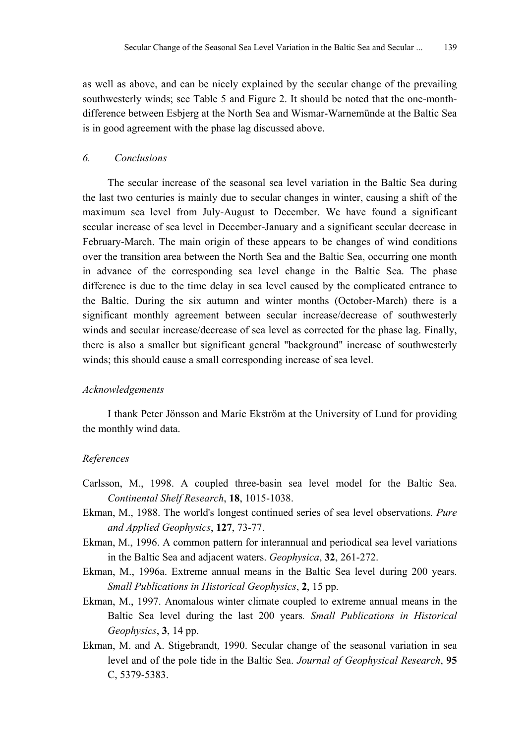as well as above, and can be nicely explained by the secular change of the prevailing southwesterly winds; see Table 5 and Figure 2. It should be noted that the one-month-difference between Esbjerg at the North Sea and Wismar-Warnemünde at the Baltic Sea is in good agreement with the phase lag discussed above.

## *6. Conclusions*

The secular increase of the seasonal sea level variation in the Baltic Sea during the last two centuries is mainly due to secular changes in winter, causing a shift of the maximum sea level from July-August to December. We have found a significant secular increase of sea level in December-January and a significant secular decrease in February-March. The main origin of these appears to be changes of wind conditions over the transition area between the North Sea and the Baltic Sea, occurring one month in advance of the corresponding sea level change in the Baltic Sea. The phase difference is due to the time delay in sea level caused by the complicated entrance to the Baltic. During the six autumn and winter months (October-March) there is a significant monthly agreement between secular increase/decrease of southwesterly winds and secular increase/decrease of sea level as corrected for the phase lag. Finally, there is also a smaller but significant general "background" increase of southwesterly winds; this should cause a small corresponding increase of sea level.

## *Acknowledgements*

I thank Peter Jönsson and Marie Ekström at the University of Lund for providing the monthly wind data.

## *References*

Carlsson, M., 1998. A coupled three-basin sea level model for the Baltic Sea. *Continental Shelf Research*, **18**, 1015-1038.

Ekman, M., 1988. The world's longest continued series of sea level observations*. Pure and Applied Geophysics*, **127**, 73-77.

Ekman, M., 1996. A common pattern for interannual and periodical sea level variations in the Baltic Sea and adjacent waters. *Geophysica*, **32**, 261-272.

Ekman, M., 1996a. Extreme annual means in the Baltic Sea level during 200 years. *Small Publications in Historical Geophysics*, **2**, 15 pp.

Ekman, M., 1997. Anomalous winter climate coupled to extreme annual means in the Baltic Sea level during the last 200 years*. Small Publications in Historical Geophysics*, **3**, 14 pp.

Ekman, M. and A. Stigebrandt, 1990. Secular change of the seasonal variation in sea level and of the pole tide in the Baltic Sea. *Journal of Geophysical Research*, **95** C, 5379-5383.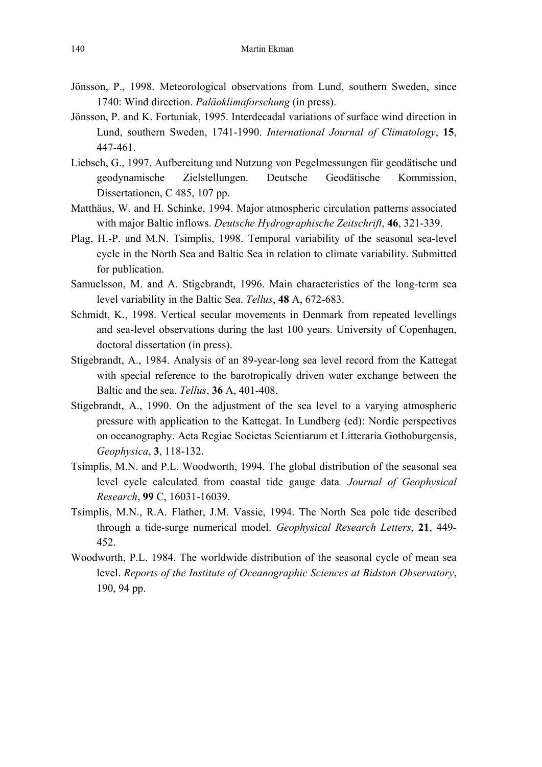Jönsson, P., 1998. Meteorological observations from Lund, southern Sweden, since 1740: Wind direction. *Paläoklimaforschung* (in press).

Jönsson, P. and K. Fortuniak, 1995. Interdecadal variations of surface wind direction in Lund, southern Sweden, 1741-1990. *International Journal of Climatology*, **15**, 447-461.

Liebsch, G., 1997. Aufbereitung und Nutzung von Pegelmessungen für geodätische und geodynamische Zielstellungen. Deutsche Geodätische Kommission, Dissertationen, C 485, 107 pp.

Matthäus, W. and H. Schinke, 1994. Major atmospheric circulation patterns associated with major Baltic inflows. *Deutsche Hydrographische Zeitschrift*, **46**, 321-339.

Plag, H.-P. and M.N. Tsimplis, 1998. Temporal variability of the seasonal sea-level cycle in the North Sea and Baltic Sea in relation to climate variability. Submitted for publication.

Samuelsson, M. and A. Stigebrandt, 1996. Main characteristics of the long-term sea level variability in the Baltic Sea. *Tellus*, **48** A, 672-683.

Schmidt, K., 1998. Vertical secular movements in Denmark from repeated levellings and sea-level observations during the last 100 years. University of Copenhagen, doctoral dissertation (in press).

Stigebrandt, A., 1984. Analysis of an 89-year-long sea level record from the Kattegat with special reference to the barotropically driven water exchange between the Baltic and the sea. *Tellus*, **36** A, 401-408.

Stigebrandt, A., 1990. On the adjustment of the sea level to a varying atmospheric pressure with application to the Kattegat. In Lundberg (ed): Nordic perspectives on oceanography. Acta Regiae Societas Scientiarum et Litteraria Gothoburgensis, *Geophysica*, **3**, 118-132.

Tsimplis, M.N. and P.L. Woodworth, 1994. The global distribution of the seasonal sea level cycle calculated from coastal tide gauge data*. Journal of Geophysical Research*, **99** C, 16031-16039.

Tsimplis, M.N., R.A. Flather, J.M. Vassie, 1994. The North Sea pole tide described through a tide-surge numerical model. *Geophysical Research Letters*, **21**, 449-452.

Woodworth, P.L. 1984. The worldwide distribution of the seasonal cycle of mean sea level. *Reports of the Institute of Oceanographic Sciences at Bidston Observatory*, 190, 94 pp.